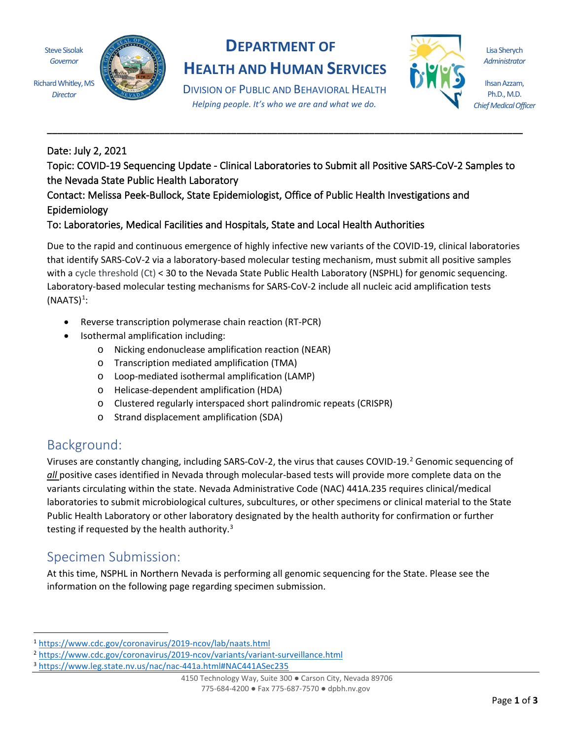Steve Sisolak
*Governor*

Richard Whitley, MS
*Director*

# Department of Health and Human Services

Division of Public and Behavioral Health

*Helping people. It's who we are and what we do.*

Lisa Sherych
*Administrator*

Ihsan Azzam, Ph.D., M.D.
*Chief Medical Officer*

---

Date: July 2, 2021

Topic: COVID-19 Sequencing Update - Clinical Laboratories to Submit all Positive SARS-CoV-2 Samples to the Nevada State Public Health Laboratory

Contact: Melissa Peek-Bullock, State Epidemiologist, Office of Public Health Investigations and Epidemiology

To: Laboratories, Medical Facilities and Hospitals, State and Local Health Authorities

Due to the rapid and continuous emergence of highly infective new variants of the COVID-19, clinical laboratories that identify SARS-CoV-2 via a laboratory-based molecular testing mechanism, must submit all positive samples with a cycle threshold (Ct) < 30 to the Nevada State Public Health Laboratory (NSPHL) for genomic sequencing. Laboratory-based molecular testing mechanisms for SARS-CoV-2 include all nucleic acid amplification tests (NAATS)[1]:

- Reverse transcription polymerase chain reaction (RT-PCR)
- Isothermal amplification including:
  - Nicking endonuclease amplification reaction (NEAR)
  - Transcription mediated amplification (TMA)
  - Loop-mediated isothermal amplification (LAMP)
  - Helicase-dependent amplification (HDA)
  - Clustered regularly interspaced short palindromic repeats (CRISPR)
  - Strand displacement amplification (SDA)

## Background:

Viruses are constantly changing, including SARS-CoV-2, the virus that causes COVID-19.[2] Genomic sequencing of ***all*** positive cases identified in Nevada through molecular-based tests will provide more complete data on the variants circulating within the state. Nevada Administrative Code (NAC) 441A.235 requires clinical/medical laboratories to submit microbiological cultures, subcultures, or other specimens or clinical material to the State Public Health Laboratory or other laboratory designated by the health authority for confirmation or further testing if requested by the health authority.[3]

## Specimen Submission:

At this time, NSPHL in Northern Nevada is performing all genomic sequencing for the State. Please see the information on the following page regarding specimen submission.

---

[1] https://www.cdc.gov/coronavirus/2019-ncov/lab/naats.html

[2] https://www.cdc.gov/coronavirus/2019-ncov/variants/variant-surveillance.html

[3] https://www.leg.state.nv.us/nac/nac-441a.html#NAC441ASec235

4150 Technology Way, Suite 300 ● Carson City, Nevada 89706
775-684-4200 ● Fax 775-687-7570 ● dpbh.nv.gov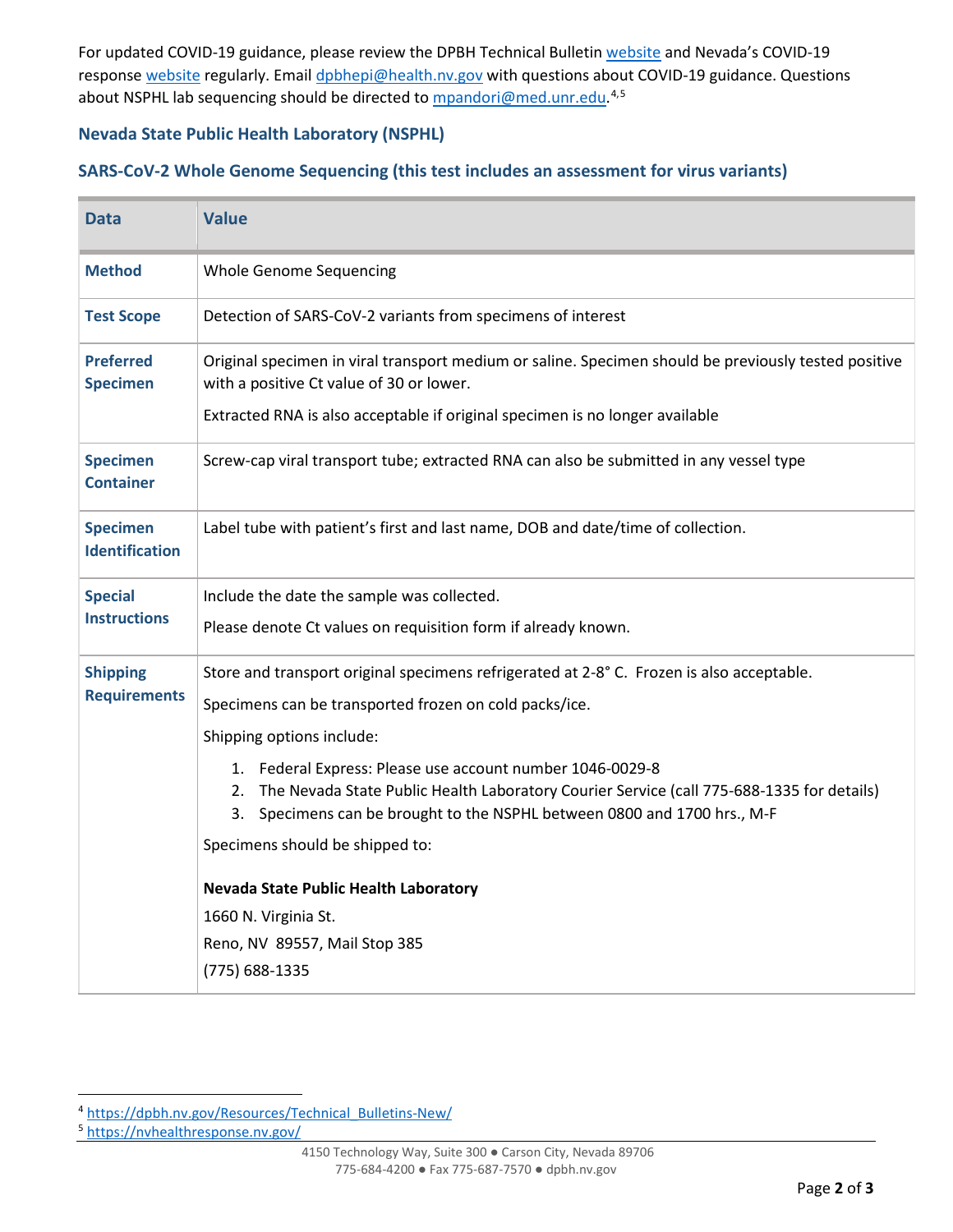For updated COVID-19 guidance, please review the DPBH Technical Bulletin website and Nevada's COVID-19 response website regularly. Email dpbhepi@health.nv.gov with questions about COVID-19 guidance. Questions about NSPHL lab sequencing should be directed to mpandori@med.unr.edu.[4,5]

### Nevada State Public Health Laboratory (NSPHL)

### SARS-CoV-2 Whole Genome Sequencing (this test includes an assessment for virus variants)

| Data | Value |
|---|---|
| Method | Whole Genome Sequencing |
| Test Scope | Detection of SARS-CoV-2 variants from specimens of interest |
| Preferred Specimen | Original specimen in viral transport medium or saline. Specimen should be previously tested positive with a positive Ct value of 30 or lower.<br><br>Extracted RNA is also acceptable if original specimen is no longer available |
| Specimen Container | Screw-cap viral transport tube; extracted RNA can also be submitted in any vessel type |
| Specimen Identification | Label tube with patient's first and last name, DOB and date/time of collection. |
| Special Instructions | Include the date the sample was collected.<br><br>Please denote Ct values on requisition form if already known. |
| Shipping Requirements | Store and transport original specimens refrigerated at 2-8° C. Frozen is also acceptable.<br><br>Specimens can be transported frozen on cold packs/ice.<br><br>Shipping options include:<br><br>1. Federal Express: Please use account number 1046-0029-8<br>2. The Nevada State Public Health Laboratory Courier Service (call 775-688-1335 for details)<br>3. Specimens can be brought to the NSPHL between 0800 and 1700 hrs., M-F<br><br>Specimens should be shipped to:<br><br>**Nevada State Public Health Laboratory**<br>1660 N. Virginia St.<br>Reno, NV 89557, Mail Stop 385<br>(775) 688-1335 |

[4] https://dpbh.nv.gov/Resources/Technical_Bulletins-New/

[5] https://nvhealthresponse.nv.gov/

4150 Technology Way, Suite 300 ● Carson City, Nevada 89706
775-684-4200 ● Fax 775-687-7570 ● dpbh.nv.gov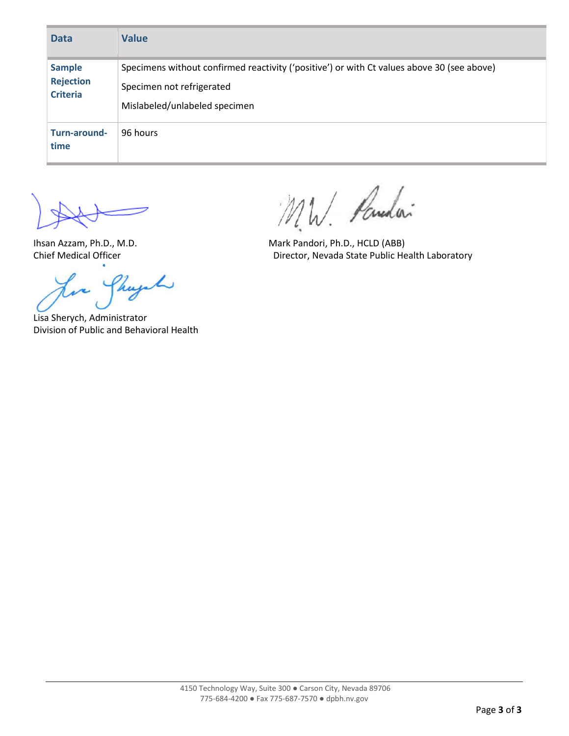| Data | Value |
|---|---|
| Sample Rejection Criteria | Specimens without confirmed reactivity ('positive') or with Ct values above 30 (see above)<br>Specimen not refrigerated<br>Mislabeled/unlabeled specimen |
| Turn-around-time | 96 hours |

Ihsan Azzam, Ph.D., M.D.
Chief Medical Officer

Mark Pandori, Ph.D., HCLD (ABB)
Director, Nevada State Public Health Laboratory

Lisa Sherych, Administrator
Division of Public and Behavioral Health

4150 Technology Way, Suite 300 ● Carson City, Nevada 89706
775-684-4200 ● Fax 775-687-7570 ● dpbh.nv.gov